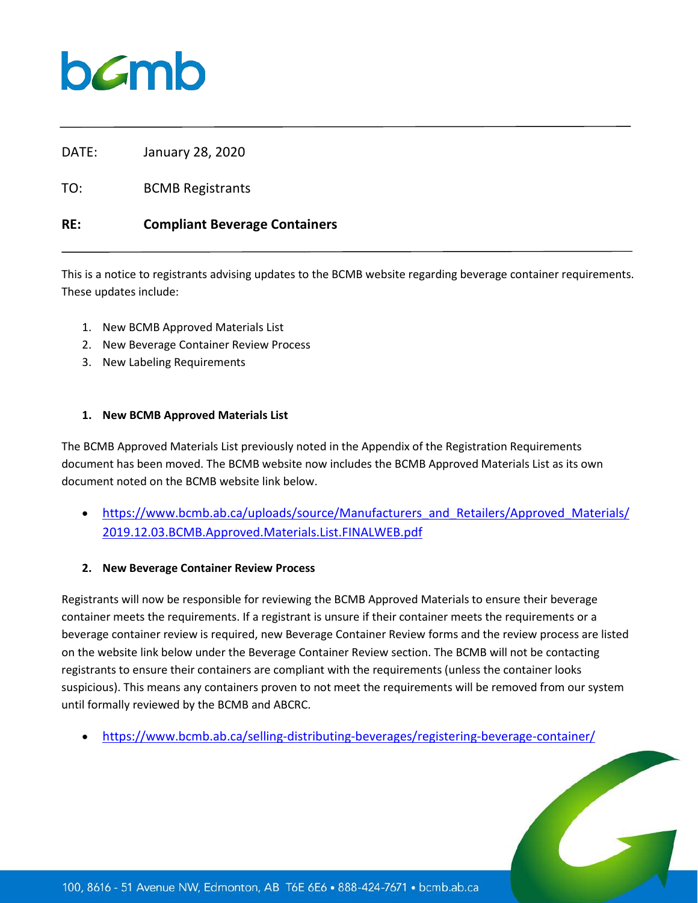DATE: January 28, 2020

TO: BCMB Registrants

**RE: Compliant Beverage Containers**

This is a notice to registrants advising updates to the BCMB website regarding beverage container requirements. These updates include:

1. New BCMB Approved Materials List
2. New Beverage Container Review Process
3. New Labeling Requirements

**1. New BCMB Approved Materials List**

The BCMB Approved Materials List previously noted in the Appendix of the Registration Requirements document has been moved. The BCMB website now includes the BCMB Approved Materials List as its own document noted on the BCMB website link below.

- https://www.bcmb.ab.ca/uploads/source/Manufacturers_and_Retailers/Approved_Materials/2019.12.03.BCMB.Approved.Materials.List.FINALWEB.pdf

**2. New Beverage Container Review Process**

Registrants will now be responsible for reviewing the BCMB Approved Materials to ensure their beverage container meets the requirements. If a registrant is unsure if their container meets the requirements or a beverage container review is required, new Beverage Container Review forms and the review process are listed on the website link below under the Beverage Container Review section. The BCMB will not be contacting registrants to ensure their containers are compliant with the requirements (unless the container looks suspicious). This means any containers proven to not meet the requirements will be removed from our system until formally reviewed by the BCMB and ABCRC.

- https://www.bcmb.ab.ca/selling-distributing-beverages/registering-beverage-container/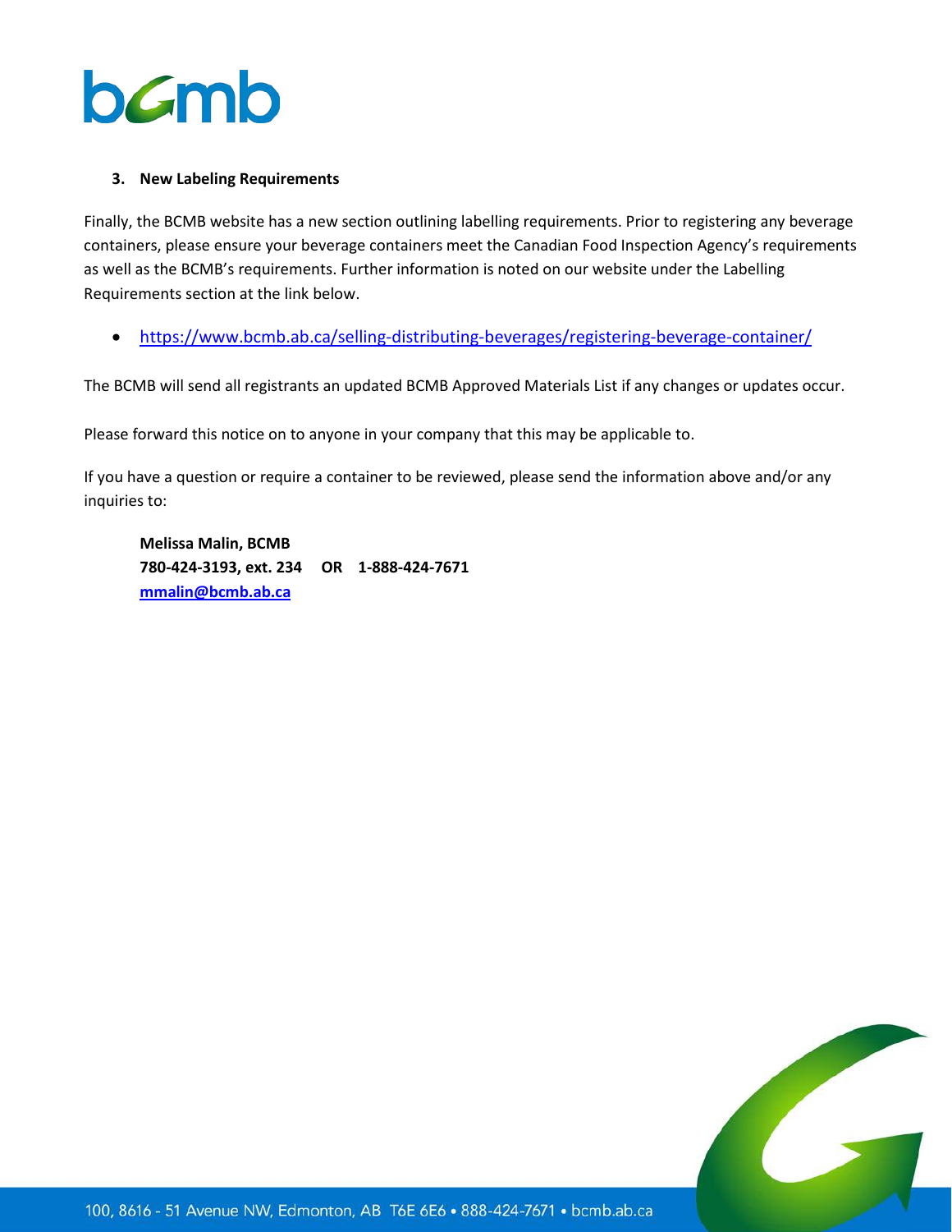### 3. New Labeling Requirements

Finally, the BCMB website has a new section outlining labelling requirements. Prior to registering any beverage containers, please ensure your beverage containers meet the Canadian Food Inspection Agency's requirements as well as the BCMB's requirements. Further information is noted on our website under the Labelling Requirements section at the link below.

- https://www.bcmb.ab.ca/selling-distributing-beverages/registering-beverage-container/

The BCMB will send all registrants an updated BCMB Approved Materials List if any changes or updates occur.

Please forward this notice on to anyone in your company that this may be applicable to.

If you have a question or require a container to be reviewed, please send the information above and/or any inquiries to:

**Melissa Malin, BCMB**
**780-424-3193, ext. 234 OR 1-888-424-7671**
**mmalin@bcmb.ab.ca**